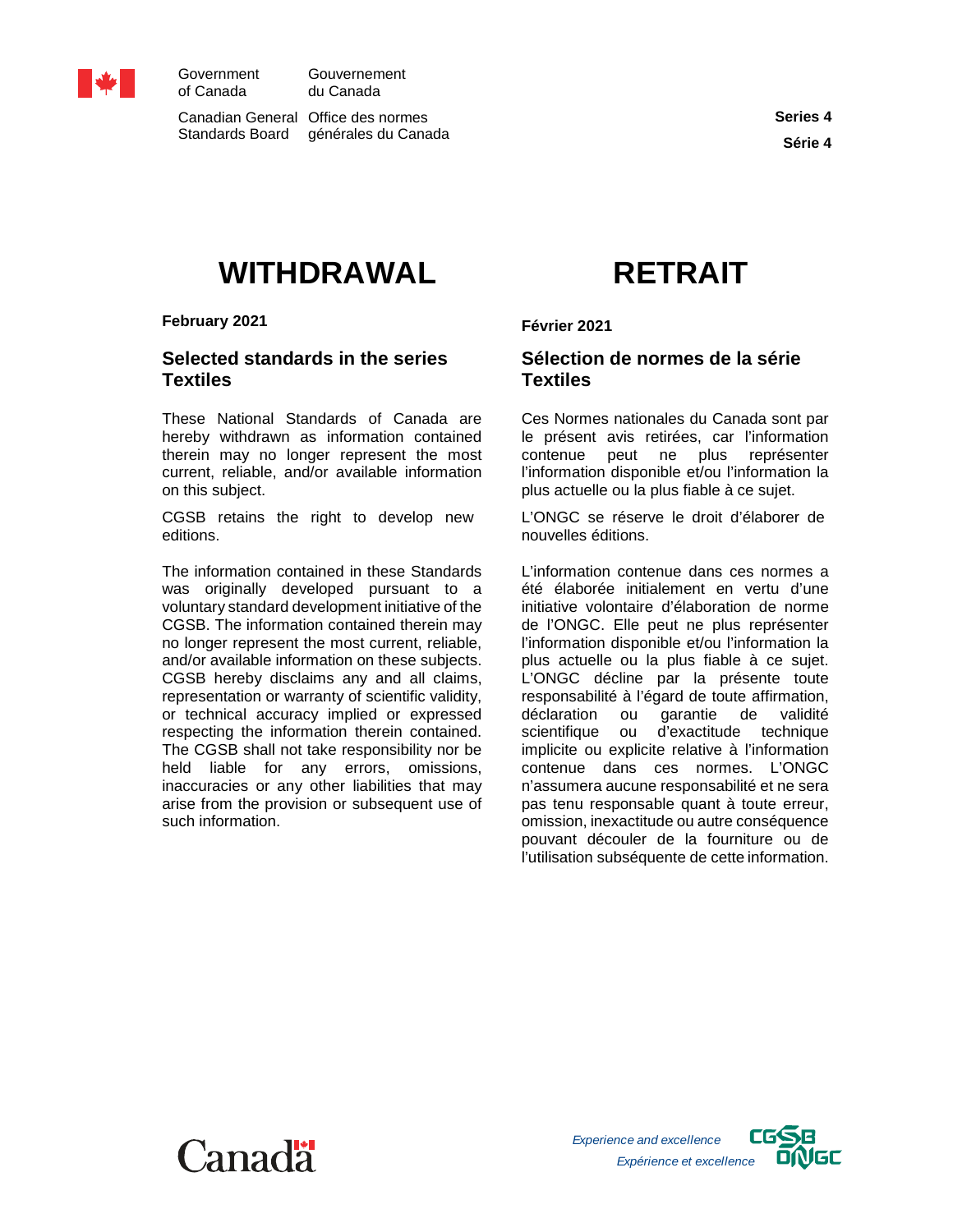Government of Canada / Gouvernement du Canada

Canadian General Standards Board / Office des normes générales du Canada

**Series 4**

**Série 4**

# WITHDRAWAL

**February 2021**

## Selected standards in the series Textiles

These National Standards of Canada are hereby withdrawn as information contained therein may no longer represent the most current, reliable, and/or available information on this subject.

CGSB retains the right to develop new editions.

The information contained in these Standards was originally developed pursuant to a voluntary standard development initiative of the CGSB. The information contained therein may no longer represent the most current, reliable, and/or available information on these subjects. CGSB hereby disclaims any and all claims, representation or warranty of scientific validity, or technical accuracy implied or expressed respecting the information therein contained. The CGSB shall not take responsibility nor be held liable for any errors, omissions, inaccuracies or any other liabilities that may arise from the provision or subsequent use of such information.

# RETRAIT

**Février 2021**

## Sélection de normes de la série Textiles

Ces Normes nationales du Canada sont par le présent avis retirées, car l'information contenue peut ne plus représenter l'information disponible et/ou l'information la plus actuelle ou la plus fiable à ce sujet.

L'ONGC se réserve le droit d'élaborer de nouvelles éditions.

L'information contenue dans ces normes a été élaborée initialement en vertu d'une initiative volontaire d'élaboration de norme de l'ONGC. Elle peut ne plus représenter l'information disponible et/ou l'information la plus actuelle ou la plus fiable à ce sujet. L'ONGC décline par la présente toute responsabilité à l'égard de toute affirmation, déclaration ou garantie de validité scientifique ou d'exactitude technique implicite ou explicite relative à l'information contenue dans ces normes. L'ONGC n'assumera aucune responsabilité et ne sera pas tenu responsable quant à toute erreur, omission, inexactitude ou autre conséquence pouvant découler de la fourniture ou de l'utilisation subséquente de cette information.

Canada

*Experience and excellence*

*Expérience et excellence*

CGSB ONGC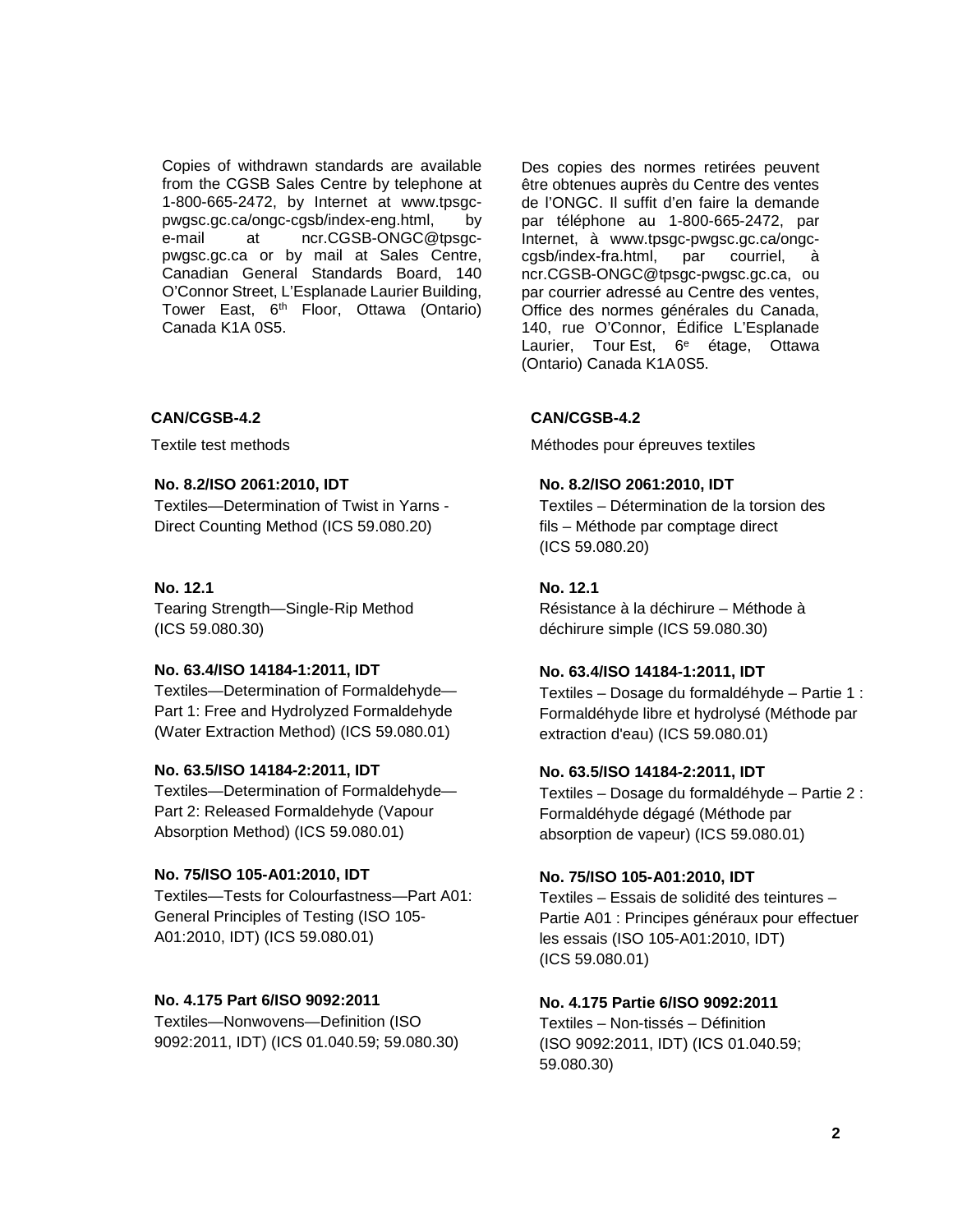Copies of withdrawn standards are available from the CGSB Sales Centre by telephone at 1-800-665-2472, by Internet at www.tpsgc-pwgsc.gc.ca/ongc-cgsb/index-eng.html, by e-mail at ncr.CGSB-ONGC@tpsgc-pwgsc.gc.ca or by mail at Sales Centre, Canadian General Standards Board, 140 O'Connor Street, L'Esplanade Laurier Building, Tower East, 6th Floor, Ottawa (Ontario) Canada K1A 0S5.

**CAN/CGSB-4.2**

Textile test methods

**No. 8.2/ISO 2061:2010, IDT**
Textiles—Determination of Twist in Yarns - Direct Counting Method (ICS 59.080.20)

**No. 12.1**
Tearing Strength—Single-Rip Method (ICS 59.080.30)

**No. 63.4/ISO 14184-1:2011, IDT**
Textiles—Determination of Formaldehyde—Part 1: Free and Hydrolyzed Formaldehyde (Water Extraction Method) (ICS 59.080.01)

**No. 63.5/ISO 14184-2:2011, IDT**
Textiles—Determination of Formaldehyde—Part 2: Released Formaldehyde (Vapour Absorption Method) (ICS 59.080.01)

**No. 75/ISO 105-A01:2010, IDT**
Textiles—Tests for Colourfastness—Part A01: General Principles of Testing (ISO 105-A01:2010, IDT) (ICS 59.080.01)

**No. 4.175 Part 6/ISO 9092:2011**
Textiles—Nonwovens—Definition (ISO 9092:2011, IDT) (ICS 01.040.59; 59.080.30)

Des copies des normes retirées peuvent être obtenues auprès du Centre des ventes de l'ONGC. Il suffit d'en faire la demande par téléphone au 1-800-665-2472, par Internet, à www.tpsgc-pwgsc.gc.ca/ongc-cgsb/index-fra.html, par courriel, à ncr.CGSB-ONGC@tpsgc-pwgsc.gc.ca, ou par courrier adressé au Centre des ventes, Office des normes générales du Canada, 140, rue O'Connor, Édifice L'Esplanade Laurier, Tour Est, 6e étage, Ottawa (Ontario) Canada K1A 0S5.

**CAN/CGSB-4.2**

Méthodes pour épreuves textiles

**No. 8.2/ISO 2061:2010, IDT**
Textiles – Détermination de la torsion des fils – Méthode par comptage direct (ICS 59.080.20)

**No. 12.1**
Résistance à la déchirure – Méthode à déchirure simple (ICS 59.080.30)

**No. 63.4/ISO 14184-1:2011, IDT**
Textiles – Dosage du formaldéhyde – Partie 1 : Formaldéhyde libre et hydrolysé (Méthode par extraction d'eau) (ICS 59.080.01)

**No. 63.5/ISO 14184-2:2011, IDT**
Textiles – Dosage du formaldéhyde – Partie 2 : Formaldéhyde dégagé (Méthode par absorption de vapeur) (ICS 59.080.01)

**No. 75/ISO 105-A01:2010, IDT**
Textiles – Essais de solidité des teintures – Partie A01 : Principes généraux pour effectuer les essais (ISO 105-A01:2010, IDT) (ICS 59.080.01)

**No. 4.175 Partie 6/ISO 9092:2011**
Textiles – Non-tissés – Définition (ISO 9092:2011, IDT) (ICS 01.040.59; 59.080.30)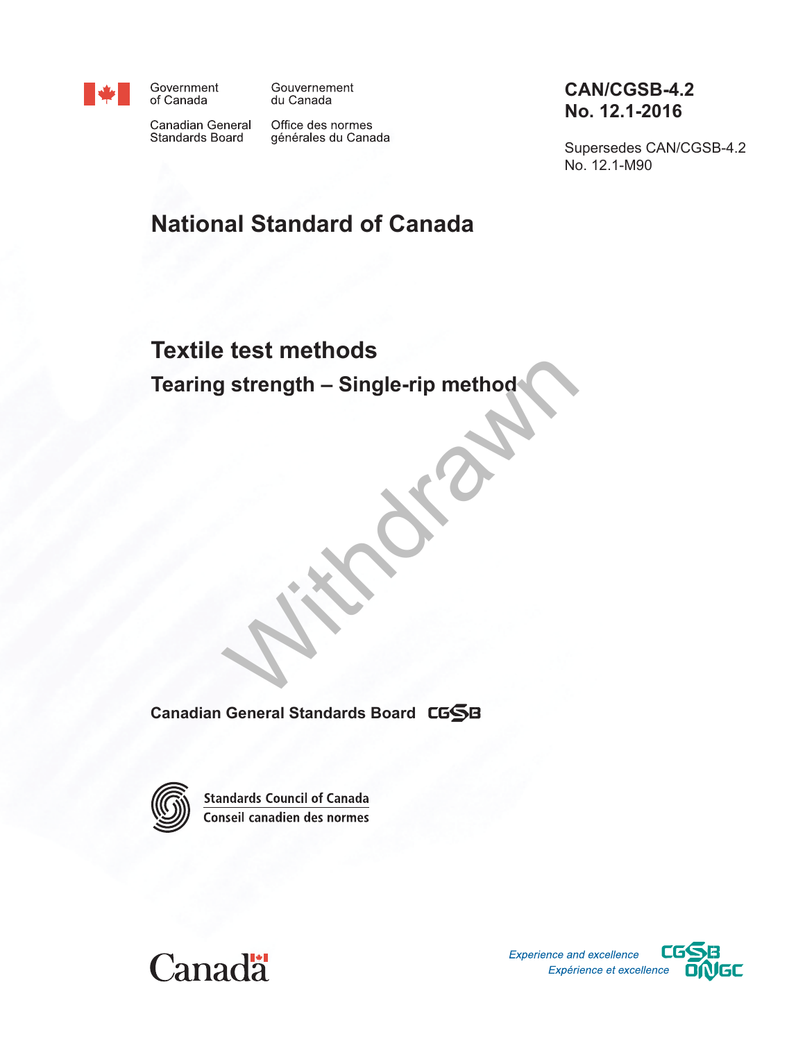Government of Canada

Gouvernement du Canada

Canadian General Standards Board

Office des normes générales du Canada

**CAN/CGSB-4.2 No. 12.1-2016**

Supersedes CAN/CGSB-4.2 No. 12.1-M90

# National Standard of Canada

# Textile test methods

## Tearing strength – Single-rip method

Withdrawn

**Canadian General Standards Board** CGSB

Standards Council of Canada

Conseil canadien des normes

Canada

*Experience and excellence*

*Expérience et excellence*

CGSB ONGC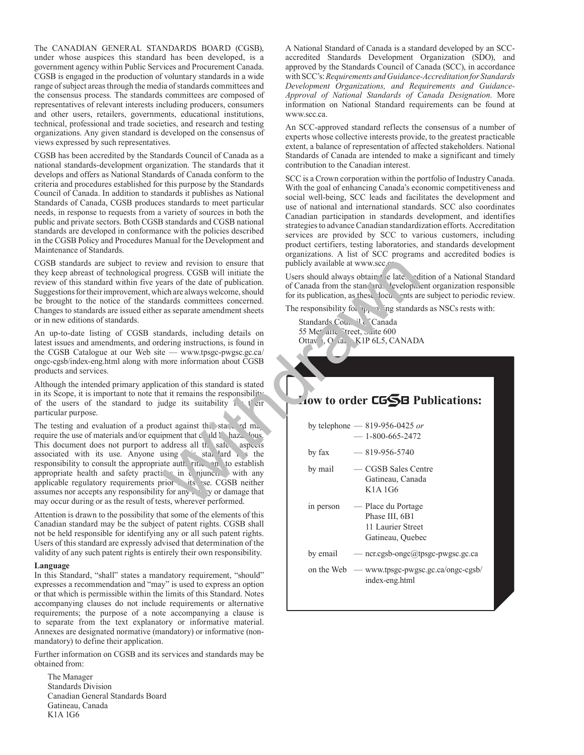The CANADIAN GENERAL STANDARDS BOARD (CGSB), under whose auspices this standard has been developed, is a government agency within Public Services and Procurement Canada. CGSB is engaged in the production of voluntary standards in a wide range of subject areas through the media of standards committees and the consensus process. The standards committees are composed of representatives of relevant interests including producers, consumers and other users, retailers, governments, educational institutions, technical, professional and trade societies, and research and testing organizations. Any given standard is developed on the consensus of views expressed by such representatives.

CGSB has been accredited by the Standards Council of Canada as a national standards-development organization. The standards that it develops and offers as National Standards of Canada conform to the criteria and procedures established for this purpose by the Standards Council of Canada. In addition to standards it publishes as National Standards of Canada, CGSB produces standards to meet particular needs, in response to requests from a variety of sources in both the public and private sectors. Both CGSB standards and CGSB national standards are developed in conformance with the policies described in the CGSB Policy and Procedures Manual for the Development and Maintenance of Standards.

CGSB standards are subject to review and revision to ensure that they keep abreast of technological progress. CGSB will initiate the review of this standard within five years of the date of publication. Suggestions for their improvement, which are always welcome, should be brought to the notice of the standards committees concerned. Changes to standards are issued either as separate amendment sheets or in new editions of standards.

An up-to-date listing of CGSB standards, including details on latest issues and amendments, and ordering instructions, is found in the CGSB Catalogue at our Web site — www.tpsgc-pwgsc.gc.ca/ongc-cgsb/index-eng.html along with more information about CGSB products and services.

Although the intended primary application of this standard is stated in its Scope, it is important to note that it remains the responsibility of the users of the standard to judge its suitability for their particular purpose.

The testing and evaluation of a product against this standard may require the use of materials and/or equipment that could be hazardous. This document does not purport to address all the safety aspects associated with its use. Anyone using this standard has the responsibility to consult the appropriate authorities and to establish appropriate health and safety practices in conjunction with any applicable regulatory requirements prior to its use. CGSB neither assumes nor accepts any responsibility for any injury or damage that may occur during or as the result of tests, wherever performed.

Attention is drawn to the possibility that some of the elements of this Canadian standard may be the subject of patent rights. CGSB shall not be held responsible for identifying any or all such patent rights. Users of this standard are expressly advised that determination of the validity of any such patent rights is entirely their own responsibility.

**Language**

In this Standard, "shall" states a mandatory requirement, "should" expresses a recommendation and "may" is used to express an option or that which is permissible within the limits of this Standard. Notes accompanying clauses do not include requirements or alternative requirements; the purpose of a note accompanying a clause is to separate from the text explanatory or informative material. Annexes are designated normative (mandatory) or informative (non-mandatory) to define their application.

Further information on CGSB and its services and standards may be obtained from:

The Manager
Standards Division
Canadian General Standards Board
Gatineau, Canada
K1A 1G6

A National Standard of Canada is a standard developed by an SCC-accredited Standards Development Organization (SDO), and approved by the Standards Council of Canada (SCC), in accordance with SCC's: *Requirements and Guidance-Accreditation for Standards Development Organizations, and Requirements and Guidance-Approval of National Standards of Canada Designation*. More information on National Standard requirements can be found at www.scc.ca.

An SCC-approved standard reflects the consensus of a number of experts whose collective interests provide, to the greatest practicable extent, a balance of representation of affected stakeholders. National Standards of Canada are intended to make a significant and timely contribution to the Canadian interest.

SCC is a Crown corporation within the portfolio of Industry Canada. With the goal of enhancing Canada's economic competitiveness and social well-being, SCC leads and facilitates the development and use of national and international standards. SCC also coordinates Canadian participation in standards development, and identifies strategies to advance Canadian standardization efforts. Accreditation services are provided by SCC to various customers, including product certifiers, testing laboratories, and standards development organizations. A list of SCC programs and accredited bodies is publicly available at www.scc.ca.

Users should always obtain the latest edition of a National Standard of Canada from the standards development organization responsible for its publication, as these documents are subject to periodic review.

The responsibility for approving standards as NSCs rests with:

Standards Council of Canada
55 Metcalfe Street, Suite 600
Ottawa, Ontario K1P 6L5, CANADA

## How to order CGSB Publications:

| | |
|---|---|
| by telephone | — 819-956-0425 *or* — 1-800-665-2472 |
| by fax | — 819-956-5740 |
| by mail | — CGSB Sales Centre Gatineau, Canada K1A 1G6 |
| in person | — Place du Portage Phase III, 6B1 11 Laurier Street Gatineau, Quebec |
| by email | — ncr.cgsb-ongc@tpsgc-pwgsc.gc.ca |
| on the Web | — www.tpsgc-pwgsc.gc.ca/ongc-cgsb/index-eng.html |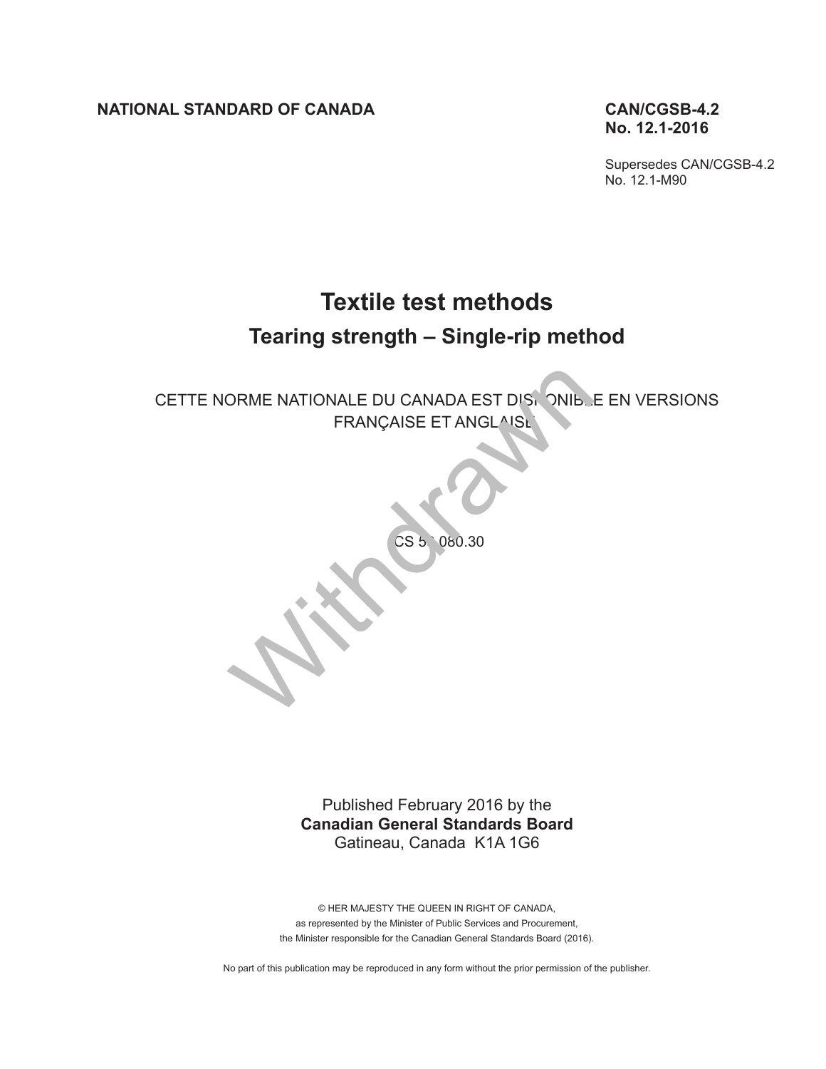**NATIONAL STANDARD OF CANADA**

**CAN/CGSB-4.2 No. 12.1-2016**

Supersedes CAN/CGSB-4.2 No. 12.1-M90

# Textile test methods

## Tearing strength – Single-rip method

CETTE NORME NATIONALE DU CANADA EST DISPONIBLE EN VERSIONS FRANÇAISE ET ANGLAISE

ICS 59.080.30

Withdrawn

Published February 2016 by the
**Canadian General Standards Board**
Gatineau, Canada K1A 1G6

© HER MAJESTY THE QUEEN IN RIGHT OF CANADA,
as represented by the Minister of Public Services and Procurement,
the Minister responsible for the Canadian General Standards Board (2016).

No part of this publication may be reproduced in any form without the prior permission of the publisher.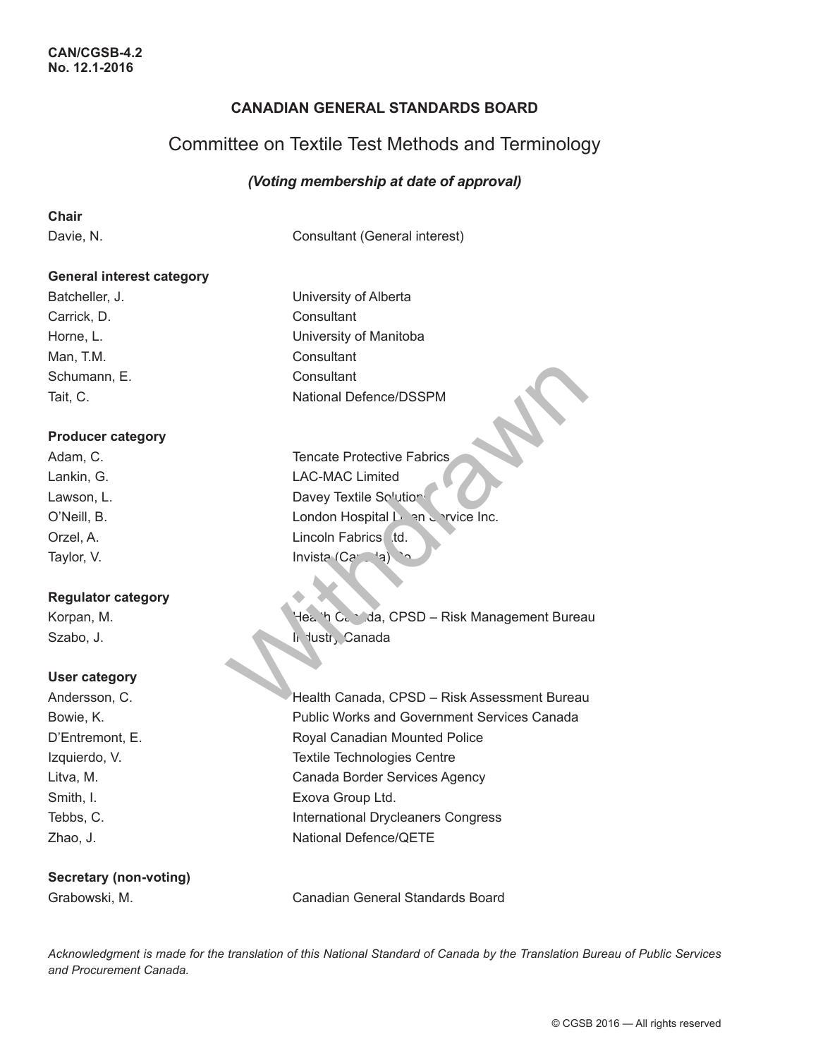CAN/CGSB-4.2
No. 12.1-2016

## CANADIAN GENERAL STANDARDS BOARD

# Committee on Textile Test Methods and Terminology

***(Voting membership at date of approval)***

**Chair**

| | |
|---|---|
| Davie, N. | Consultant (General interest) |

**General interest category**

| | |
|---|---|
| Batcheller, J. | University of Alberta |
| Carrick, D. | Consultant |
| Horne, L. | University of Manitoba |
| Man, T.M. | Consultant |
| Schumann, E. | Consultant |
| Tait, C. | National Defence/DSSPM |

**Producer category**

| | |
|---|---|
| Adam, C. | Tencate Protective Fabrics |
| Lankin, G. | LAC-MAC Limited |
| Lawson, L. | Davey Textile Solutions |
| O'Neill, B. | London Hospital Linen Service Inc. |
| Orzel, A. | Lincoln Fabrics Ltd. |
| Taylor, V. | Invista (Canada) Co. |

**Regulator category**

| | |
|---|---|
| Korpan, M. | Health Canada, CPSD – Risk Management Bureau |
| Szabo, J. | Industry Canada |

**User category**

| | |
|---|---|
| Andersson, C. | Health Canada, CPSD – Risk Assessment Bureau |
| Bowie, K. | Public Works and Government Services Canada |
| D'Entremont, E. | Royal Canadian Mounted Police |
| Izquierdo, V. | Textile Technologies Centre |
| Litva, M. | Canada Border Services Agency |
| Smith, I. | Exova Group Ltd. |
| Tebbs, C. | International Drycleaners Congress |
| Zhao, J. | National Defence/QETE |

**Secretary (non-voting)**

| | |
|---|---|
| Grabowski, M. | Canadian General Standards Board |

*Acknowledgment is made for the translation of this National Standard of Canada by the Translation Bureau of Public Services and Procurement Canada.*

© CGSB 2016 — All rights reserved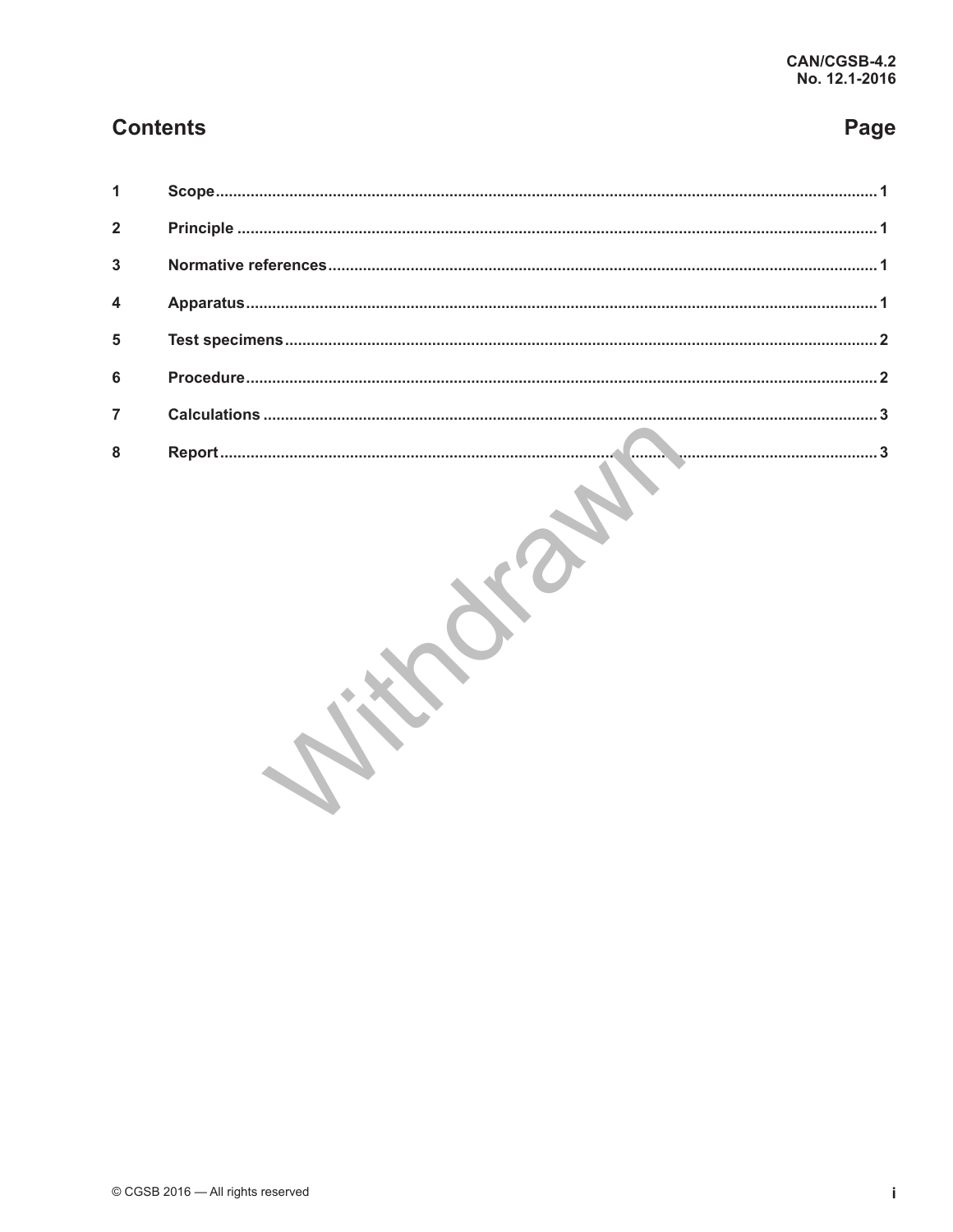## Contents

| | | Page |
|---|---|---|
| 1 | Scope | 1 |
| 2 | Principle | 1 |
| 3 | Normative references | 1 |
| 4 | Apparatus | 1 |
| 5 | Test specimens | 2 |
| 6 | Procedure | 2 |
| 7 | Calculations | 3 |
| 8 | Report | 3 |

Withdrawn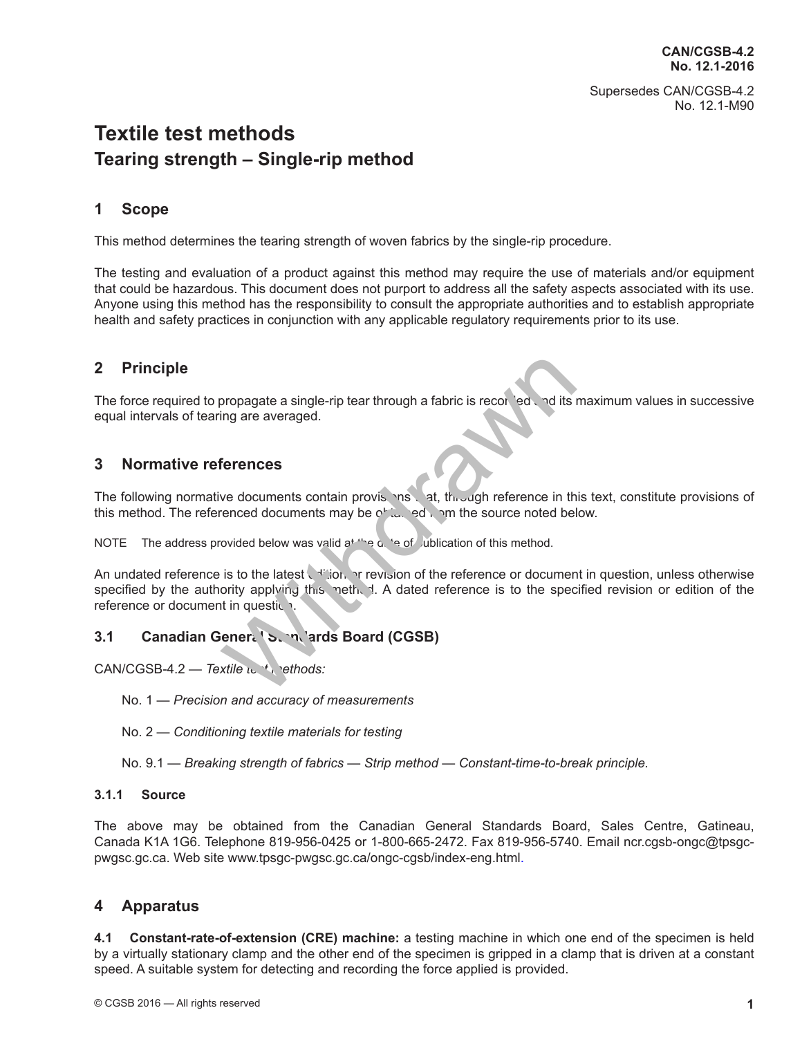CAN/CGSB-4.2
No. 12.1-2016

Supersedes CAN/CGSB-4.2
No. 12.1-M90

# Textile test methods

## Tearing strength – Single-rip method

## 1 Scope

This method determines the tearing strength of woven fabrics by the single-rip procedure.

The testing and evaluation of a product against this method may require the use of materials and/or equipment that could be hazardous. This document does not purport to address all the safety aspects associated with its use. Anyone using this method has the responsibility to consult the appropriate authorities and to establish appropriate health and safety practices in conjunction with any applicable regulatory requirements prior to its use.

## 2 Principle

The force required to propagate a single-rip tear through a fabric is recorded and its maximum values in successive equal intervals of tearing are averaged.

## 3 Normative references

The following normative documents contain provisions that, through reference in this text, constitute provisions of this method. The referenced documents may be obtained from the source noted below.

NOTE The address provided below was valid at the date of publication of this method.

An undated reference is to the latest edition or revision of the reference or document in question, unless otherwise specified by the authority applying this method. A dated reference is to the specified revision or edition of the reference or document in question.

### 3.1 Canadian General Standards Board (CGSB)

CAN/CGSB-4.2 — *Textile test methods:*

No. 1 — *Precision and accuracy of measurements*

No. 2 — *Conditioning textile materials for testing*

No. 9.1 — *Breaking strength of fabrics — Strip method — Constant-time-to-break principle.*

#### 3.1.1 Source

The above may be obtained from the Canadian General Standards Board, Sales Centre, Gatineau, Canada K1A 1G6. Telephone 819-956-0425 or 1-800-665-2472. Fax 819-956-5740. Email ncr.cgsb-ongc@tpsgc-pwgsc.gc.ca. Web site www.tpsgc-pwgsc.gc.ca/ongc-cgsb/index-eng.html.

## 4 Apparatus

**4.1 Constant-rate-of-extension (CRE) machine:** a testing machine in which one end of the specimen is held by a virtually stationary clamp and the other end of the specimen is gripped in a clamp that is driven at a constant speed. A suitable system for detecting and recording the force applied is provided.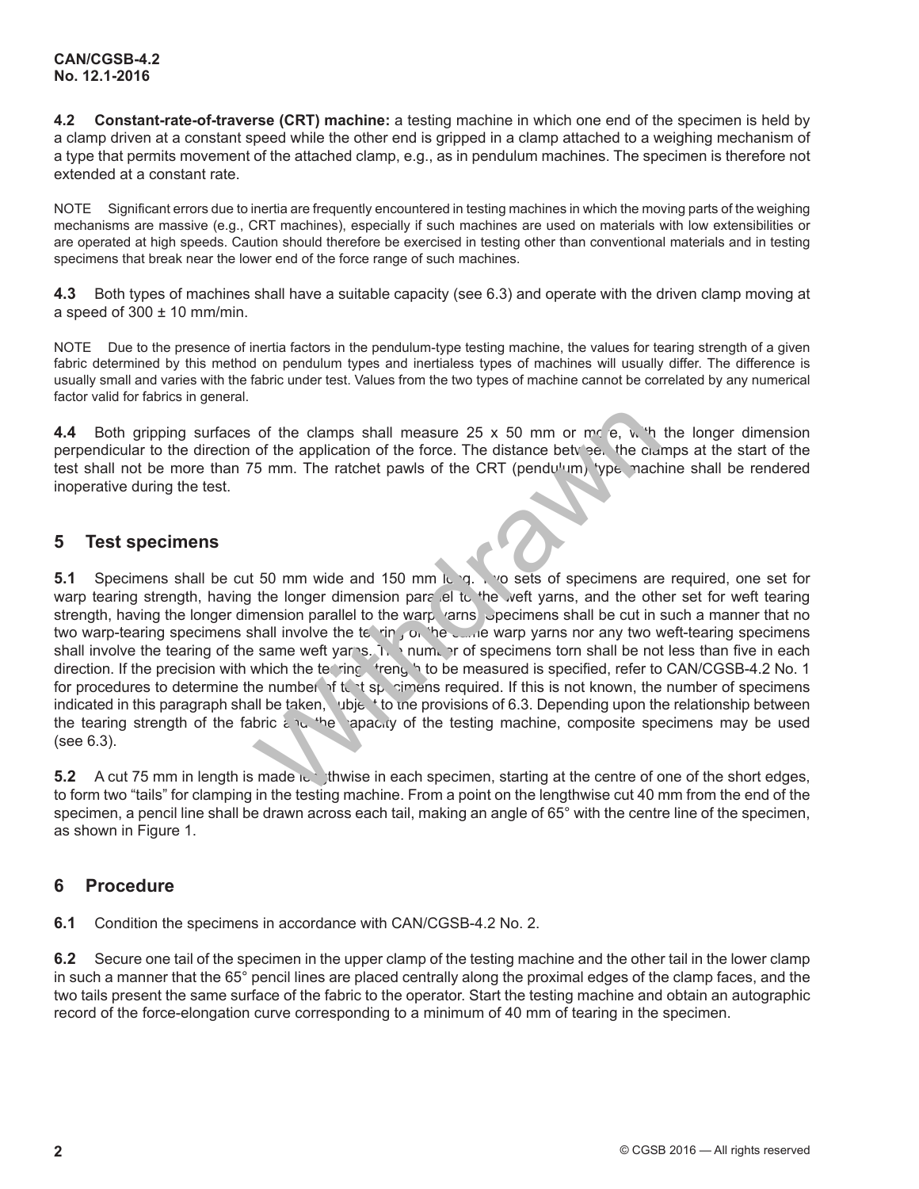**4.2 Constant-rate-of-traverse (CRT) machine:** a testing machine in which one end of the specimen is held by a clamp driven at a constant speed while the other end is gripped in a clamp attached to a weighing mechanism of a type that permits movement of the attached clamp, e.g., as in pendulum machines. The specimen is therefore not extended at a constant rate.

NOTE Significant errors due to inertia are frequently encountered in testing machines in which the moving parts of the weighing mechanisms are massive (e.g., CRT machines), especially if such machines are used on materials with low extensibilities or are operated at high speeds. Caution should therefore be exercised in testing other than conventional materials and in testing specimens that break near the lower end of the force range of such machines.

**4.3** Both types of machines shall have a suitable capacity (see 6.3) and operate with the driven clamp moving at a speed of 300 ± 10 mm/min.

NOTE Due to the presence of inertia factors in the pendulum-type testing machine, the values for tearing strength of a given fabric determined by this method on pendulum types and inertialess types of machines will usually differ. The difference is usually small and varies with the fabric under test. Values from the two types of machine cannot be correlated by any numerical factor valid for fabrics in general.

**4.4** Both gripping surfaces of the clamps shall measure 25 x 50 mm or more, with the longer dimension perpendicular to the direction of the application of the force. The distance between the clamps at the start of the test shall not be more than 75 mm. The ratchet pawls of the CRT (pendulum) type machine shall be rendered inoperative during the test.

## 5 Test specimens

**5.1** Specimens shall be cut 50 mm wide and 150 mm long. Two sets of specimens are required, one set for warp tearing strength, having the longer dimension parallel to the weft yarns, and the other set for weft tearing strength, having the longer dimension parallel to the warp yarns. Specimens shall be cut in such a manner that no two warp-tearing specimens shall involve the tearing of the same warp yarns nor any two weft-tearing specimens shall involve the tearing of the same weft yarns. The number of specimens torn shall be not less than five in each direction. If the precision with which the tearing strength to be measured is specified, refer to CAN/CGSB-4.2 No. 1 for procedures to determine the number of test specimens required. If this is not known, the number of specimens indicated in this paragraph shall be taken, subject to the provisions of 6.3. Depending upon the relationship between the tearing strength of the fabric and the capacity of the testing machine, composite specimens may be used (see 6.3).

**5.2** A cut 75 mm in length is made lengthwise in each specimen, starting at the centre of one of the short edges, to form two "tails" for clamping in the testing machine. From a point on the lengthwise cut 40 mm from the end of the specimen, a pencil line shall be drawn across each tail, making an angle of 65° with the centre line of the specimen, as shown in Figure 1.

## 6 Procedure

**6.1** Condition the specimens in accordance with CAN/CGSB-4.2 No. 2.

**6.2** Secure one tail of the specimen in the upper clamp of the testing machine and the other tail in the lower clamp in such a manner that the 65° pencil lines are placed centrally along the proximal edges of the clamp faces, and the two tails present the same surface of the fabric to the operator. Start the testing machine and obtain an autographic record of the force-elongation curve corresponding to a minimum of 40 mm of tearing in the specimen.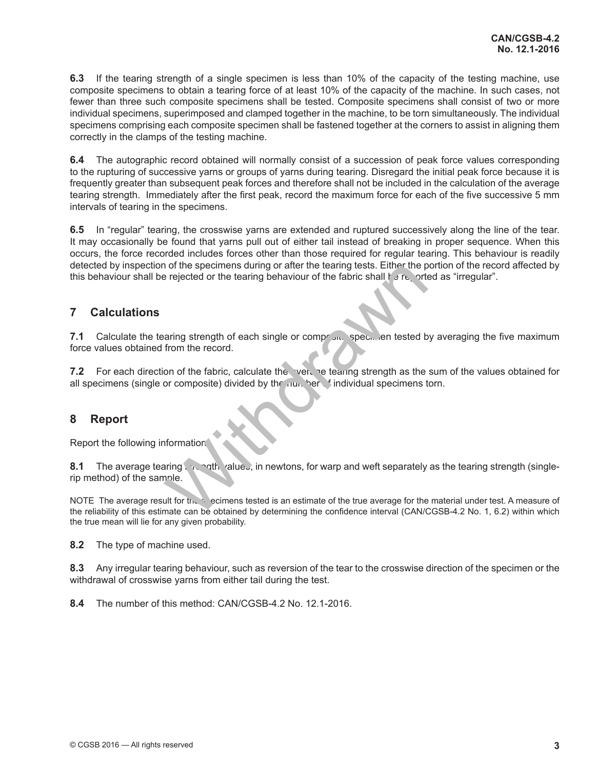**6.3** If the tearing strength of a single specimen is less than 10% of the capacity of the testing machine, use composite specimens to obtain a tearing force of at least 10% of the capacity of the machine. In such cases, not fewer than three such composite specimens shall be tested. Composite specimens shall consist of two or more individual specimens, superimposed and clamped together in the machine, to be torn simultaneously. The individual specimens comprising each composite specimen shall be fastened together at the corners to assist in aligning them correctly in the clamps of the testing machine.

**6.4** The autographic record obtained will normally consist of a succession of peak force values corresponding to the rupturing of successive yarns or groups of yarns during tearing. Disregard the initial peak force because it is frequently greater than subsequent peak forces and therefore shall not be included in the calculation of the average tearing strength. Immediately after the first peak, record the maximum force for each of the five successive 5 mm intervals of tearing in the specimens.

**6.5** In "regular" tearing, the crosswise yarns are extended and ruptured successively along the line of the tear. It may occasionally be found that yarns pull out of either tail instead of breaking in proper sequence. When this occurs, the force recorded includes forces other than those required for regular tearing. This behaviour is readily detected by inspection of the specimens during or after the tearing tests. Either the portion of the record affected by this behaviour shall be rejected or the tearing behaviour of the fabric shall be reported as "irregular".

## 7 Calculations

**7.1** Calculate the tearing strength of each single or composite specimen tested by averaging the five maximum force values obtained from the record.

**7.2** For each direction of the fabric, calculate the average tearing strength as the sum of the values obtained for all specimens (single or composite) divided by the number of individual specimens torn.

## 8 Report

Report the following information:

**8.1** The average tearing strength values, in newtons, for warp and weft separately as the tearing strength (single-rip method) of the sample.

NOTE The average result for the specimens tested is an estimate of the true average for the material under test. A measure of the reliability of this estimate can be obtained by determining the confidence interval (CAN/CGSB-4.2 No. 1, 6.2) within which the true mean will lie for any given probability.

**8.2** The type of machine used.

**8.3** Any irregular tearing behaviour, such as reversion of the tear to the crosswise direction of the specimen or the withdrawal of crosswise yarns from either tail during the test.

**8.4** The number of this method: CAN/CGSB-4.2 No. 12.1-2016.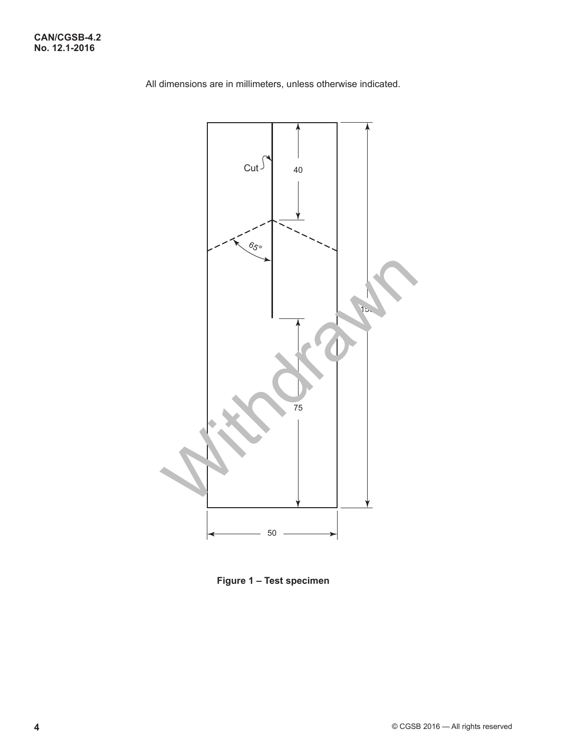All dimensions are in millimeters, unless otherwise indicated.

Cut

40

65°

150

75

50

**Figure 1 – Test specimen**